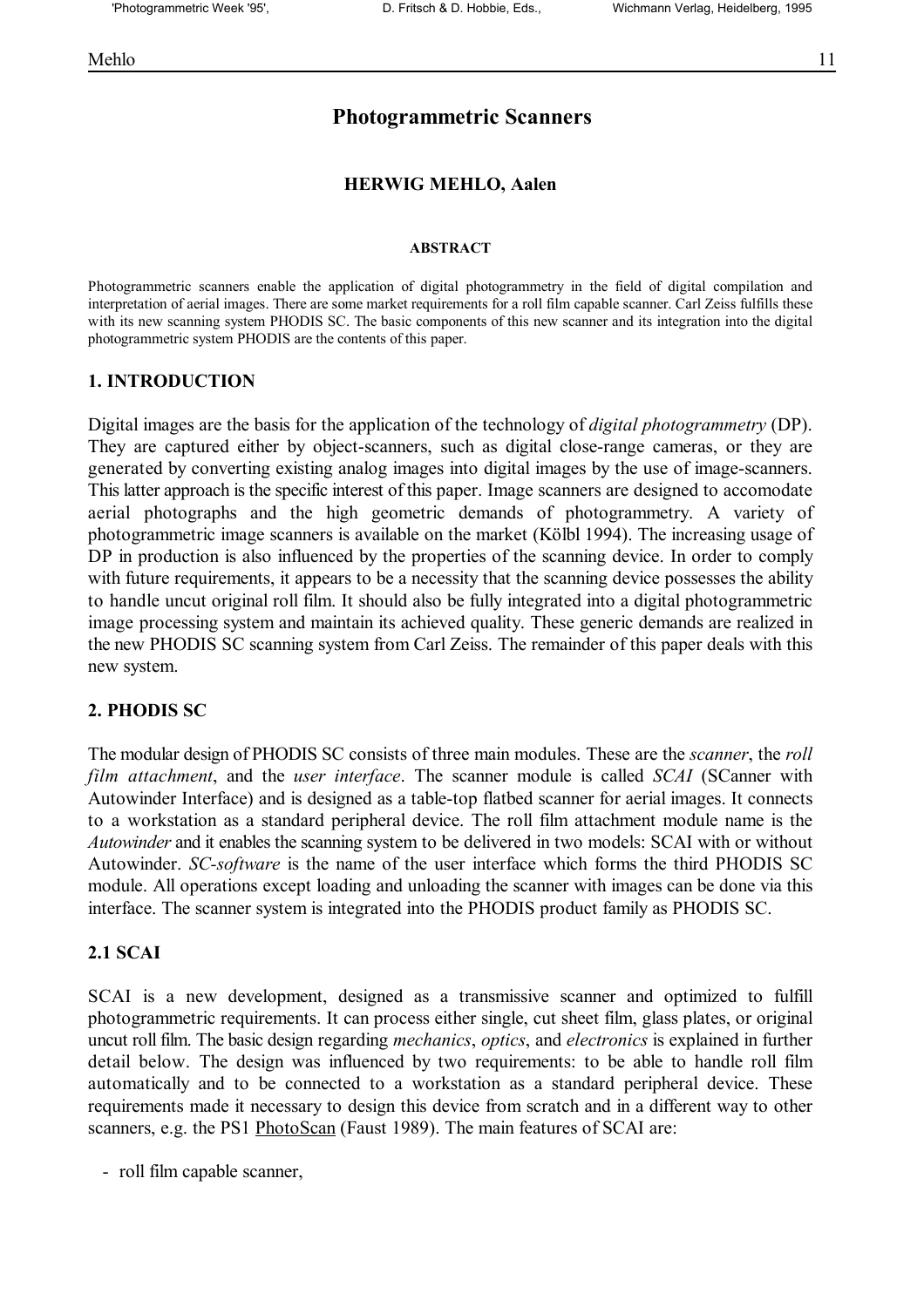# Photogrammetric Scanners

**HERWIG MEHLO, Aalen**

###### ABSTRACT

Photogrammetric scanners enable the application of digital photogrammetry in the field of digital compilation and interpretation of aerial images. There are some market requirements for a roll film capable scanner. Carl Zeiss fulfills these with its new scanning system PHODIS SC. The basic components of this new scanner and its integration into the digital photogrammetric system PHODIS are the contents of this paper.

## 1. INTRODUCTION

Digital images are the basis for the application of the technology of *digital photogrammetry* (DP). They are captured either by object-scanners, such as digital close-range cameras, or they are generated by converting existing analog images into digital images by the use of image-scanners. This latter approach is the specific interest of this paper. Image scanners are designed to accomodate aerial photographs and the high geometric demands of photogrammetry. A variety of photogrammetric image scanners is available on the market (Kölbl 1994). The increasing usage of DP in production is also influenced by the properties of the scanning device. In order to comply with future requirements, it appears to be a necessity that the scanning device possesses the ability to handle uncut original roll film. It should also be fully integrated into a digital photogrammetric image processing system and maintain its achieved quality. These generic demands are realized in the new PHODIS SC scanning system from Carl Zeiss. The remainder of this paper deals with this new system.

## 2. PHODIS SC

The modular design of PHODIS SC consists of three main modules. These are the *scanner*, the *roll film attachment*, and the *user interface*. The scanner module is called *SCAI* (SCanner with Autowinder Interface) and is designed as a table-top flatbed scanner for aerial images. It connects to a workstation as a standard peripheral device. The roll film attachment module name is the *Autowinder* and it enables the scanning system to be delivered in two models: SCAI with or without Autowinder. *SC-software* is the name of the user interface which forms the third PHODIS SC module. All operations except loading and unloading the scanner with images can be done via this interface. The scanner system is integrated into the PHODIS product family as PHODIS SC.

### 2.1 SCAI

SCAI is a new development, designed as a transmissive scanner and optimized to fulfill photogrammetric requirements. It can process either single, cut sheet film, glass plates, or original uncut roll film. The basic design regarding *mechanics*, *optics*, and *electronics* is explained in further detail below. The design was influenced by two requirements: to be able to handle roll film automatically and to be connected to a workstation as a standard peripheral device. These requirements made it necessary to design this device from scratch and in a different way to other scanners, e.g. the PS1 PhotoScan (Faust 1989). The main features of SCAI are:

- roll film capable scanner,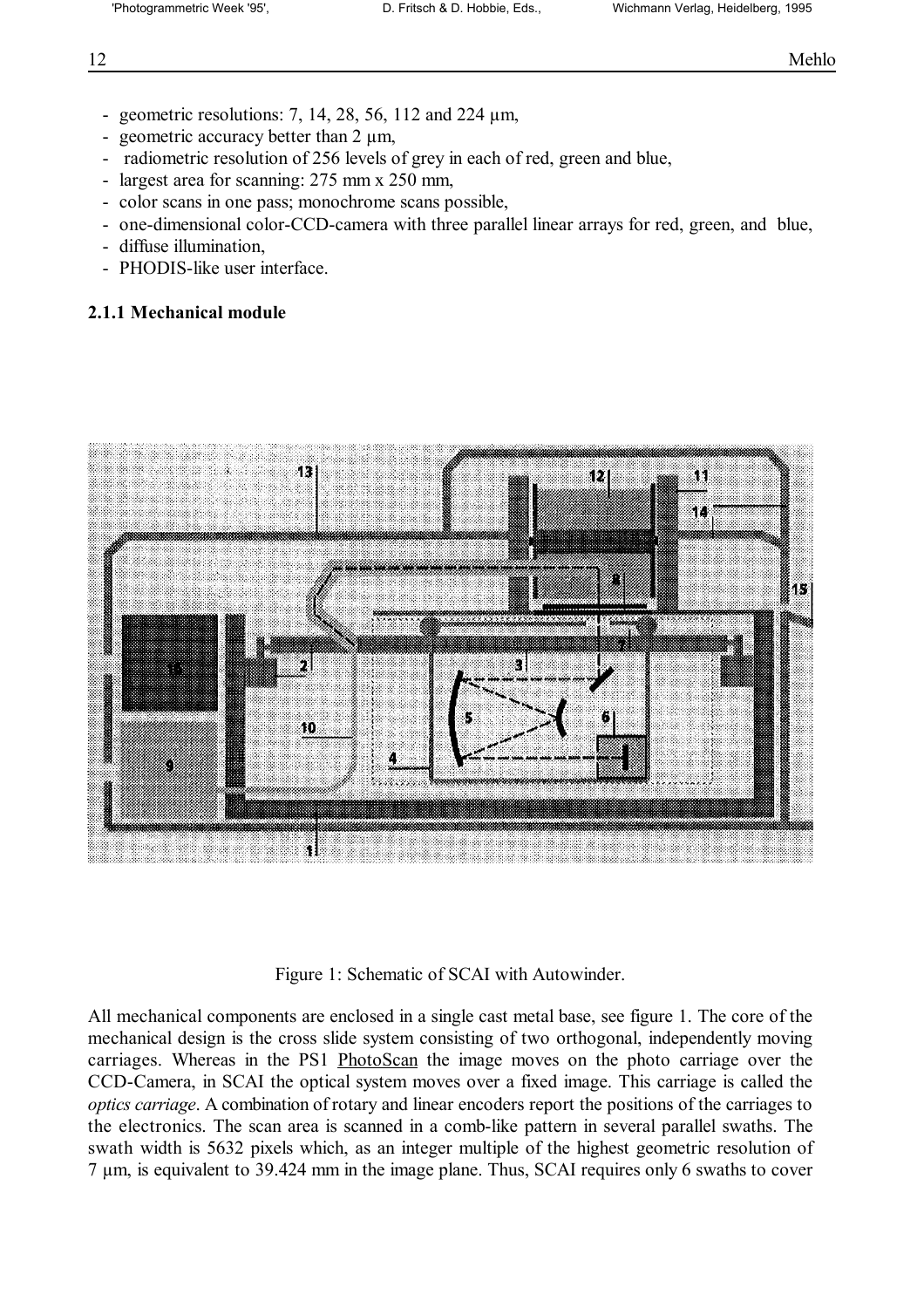- geometric resolutions: 7, 14, 28, 56, 112 and 224 µm,
- geometric accuracy better than 2 µm,
- radiometric resolution of 256 levels of grey in each of red, green and blue,
- largest area for scanning: 275 mm x 250 mm,
- color scans in one pass; monochrome scans possible,
- one-dimensional color-CCD-camera with three parallel linear arrays for red, green, and blue,
- diffuse illumination,
- PHODIS-like user interface.

### 2.1.1 Mechanical module

Figure 1: Schematic of SCAI with Autowinder.

All mechanical components are enclosed in a single cast metal base, see figure 1. The core of the mechanical design is the cross slide system consisting of two orthogonal, independently moving carriages. Whereas in the PS1 PhotoScan the image moves on the photo carriage over the CCD-Camera, in SCAI the optical system moves over a fixed image. This carriage is called the *optics carriage*. A combination of rotary and linear encoders report the positions of the carriages to the electronics. The scan area is scanned in a comb-like pattern in several parallel swaths. The swath width is 5632 pixels which, as an integer multiple of the highest geometric resolution of 7 µm, is equivalent to 39.424 mm in the image plane. Thus, SCAI requires only 6 swaths to cover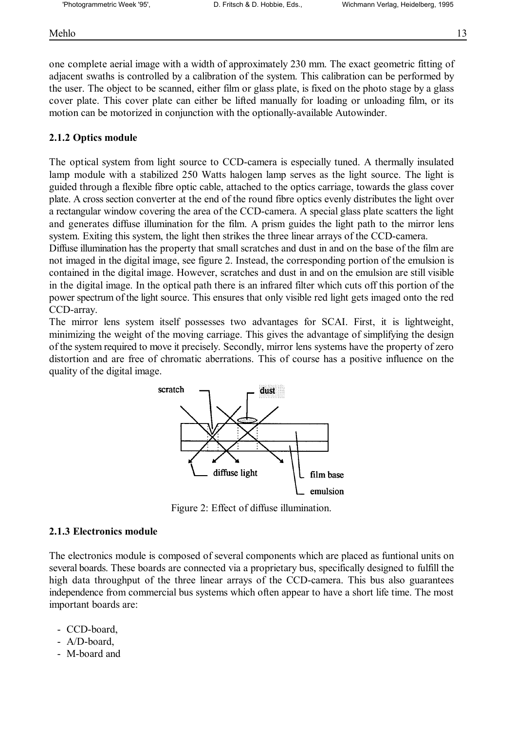one complete aerial image with a width of approximately 230 mm. The exact geometric fitting of adjacent swaths is controlled by a calibration of the system. This calibration can be performed by the user. The object to be scanned, either film or glass plate, is fixed on the photo stage by a glass cover plate. This cover plate can either be lifted manually for loading or unloading film, or its motion can be motorized in conjunction with the optionally-available Autowinder.

### 2.1.2 Optics module

The optical system from light source to CCD-camera is especially tuned. A thermally insulated lamp module with a stabilized 250 Watts halogen lamp serves as the light source. The light is guided through a flexible fibre optic cable, attached to the optics carriage, towards the glass cover plate. A cross section converter at the end of the round fibre optics evenly distributes the light over a rectangular window covering the area of the CCD-camera. A special glass plate scatters the light and generates diffuse illumination for the film. A prism guides the light path to the mirror lens system. Exiting this system, the light then strikes the three linear arrays of the CCD-camera.
Diffuse illumination has the property that small scratches and dust in and on the base of the film are not imaged in the digital image, see figure 2. Instead, the corresponding portion of the emulsion is contained in the digital image. However, scratches and dust in and on the emulsion are still visible in the digital image. In the optical path there is an infrared filter which cuts off this portion of the power spectrum of the light source. This ensures that only visible red light gets imaged onto the red CCD-array.
The mirror lens system itself possesses two advantages for SCAI. First, it is lightweight, minimizing the weight of the moving carriage. This gives the advantage of simplifying the design of the system required to move it precisely. Secondly, mirror lens systems have the property of zero distortion and are free of chromatic aberrations. This of course has a positive influence on the quality of the digital image.

scratch dust diffuse light film base emulsion

Figure 2: Effect of diffuse illumination.

### 2.1.3 Electronics module

The electronics module is composed of several components which are placed as funtional units on several boards. These boards are connected via a proprietary bus, specifically designed to fulfill the high data throughput of the three linear arrays of the CCD-camera. This bus also guarantees independence from commercial bus systems which often appear to have a short life time. The most important boards are:

- CCD-board,
- A/D-board,
- M-board and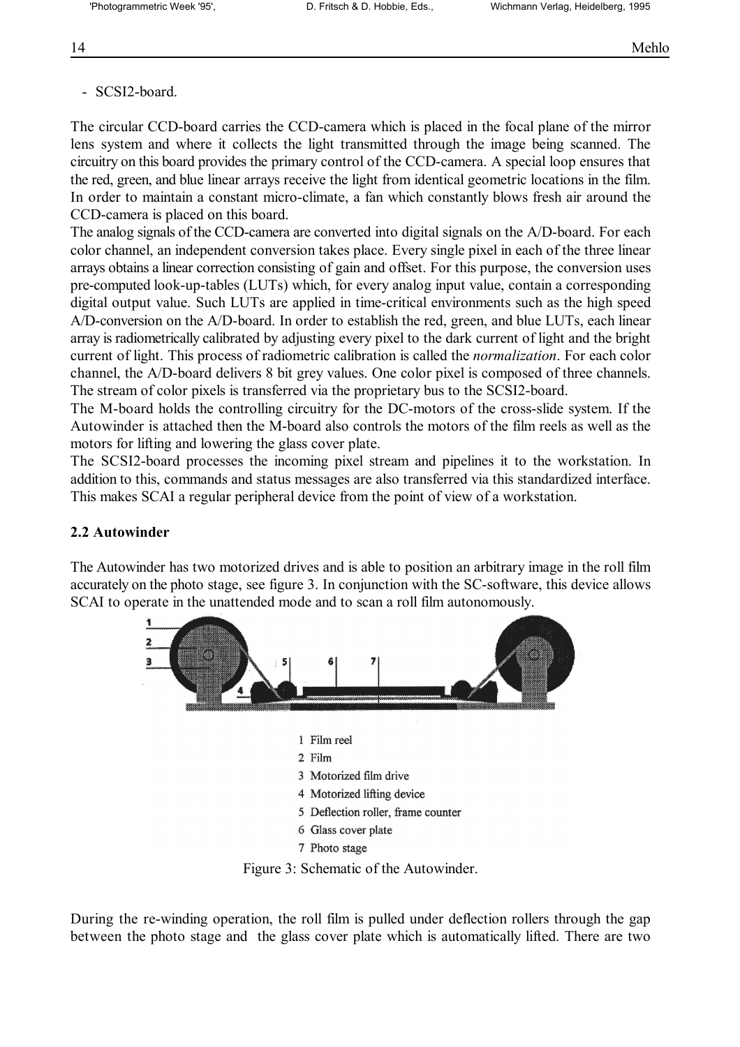- SCSI2-board.

The circular CCD-board carries the CCD-camera which is placed in the focal plane of the mirror lens system and where it collects the light transmitted through the image being scanned. The circuitry on this board provides the primary control of the CCD-camera. A special loop ensures that the red, green, and blue linear arrays receive the light from identical geometric locations in the film. In order to maintain a constant micro-climate, a fan which constantly blows fresh air around the CCD-camera is placed on this board.

The analog signals of the CCD-camera are converted into digital signals on the A/D-board. For each color channel, an independent conversion takes place. Every single pixel in each of the three linear arrays obtains a linear correction consisting of gain and offset. For this purpose, the conversion uses pre-computed look-up-tables (LUTs) which, for every analog input value, contain a corresponding digital output value. Such LUTs are applied in time-critical environments such as the high speed A/D-conversion on the A/D-board. In order to establish the red, green, and blue LUTs, each linear array is radiometrically calibrated by adjusting every pixel to the dark current of light and the bright current of light. This process of radiometric calibration is called the *normalization*. For each color channel, the A/D-board delivers 8 bit grey values. One color pixel is composed of three channels. The stream of color pixels is transferred via the proprietary bus to the SCSI2-board.

The M-board holds the controlling circuitry for the DC-motors of the cross-slide system. If the Autowinder is attached then the M-board also controls the motors of the film reels as well as the motors for lifting and lowering the glass cover plate.

The SCSI2-board processes the incoming pixel stream and pipelines it to the workstation. In addition to this, commands and status messages are also transferred via this standardized interface. This makes SCAI a regular peripheral device from the point of view of a workstation.

## 2.2 Autowinder

The Autowinder has two motorized drives and is able to position an arbitrary image in the roll film accurately on the photo stage, see figure 3. In conjunction with the SC-software, this device allows SCAI to operate in the unattended mode and to scan a roll film autonomously.

1 Film reel
2 Film
3 Motorized film drive
4 Motorized lifting device
5 Deflection roller, frame counter
6 Glass cover plate
7 Photo stage

Figure 3: Schematic of the Autowinder.

During the re-winding operation, the roll film is pulled under deflection rollers through the gap between the photo stage and the glass cover plate which is automatically lifted. There are two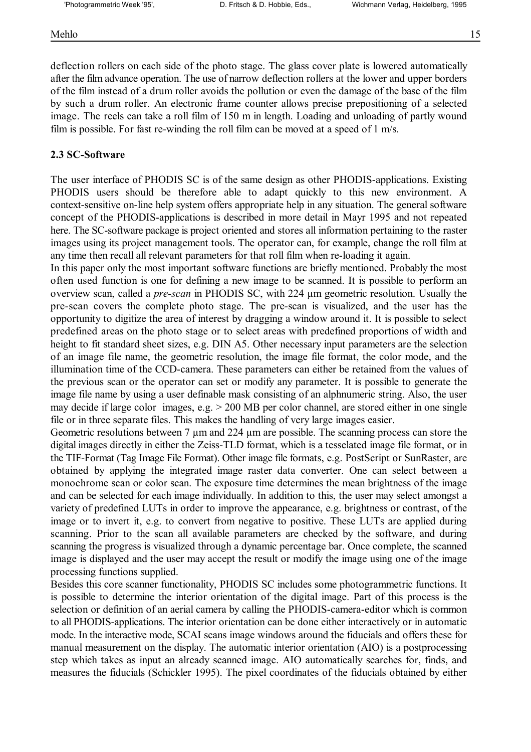deflection rollers on each side of the photo stage. The glass cover plate is lowered automatically after the film advance operation. The use of narrow deflection rollers at the lower and upper borders of the film instead of a drum roller avoids the pollution or even the damage of the base of the film by such a drum roller. An electronic frame counter allows precise prepositioning of a selected image. The reels can take a roll film of 150 m in length. Loading and unloading of partly wound film is possible. For fast re-winding the roll film can be moved at a speed of 1 m/s.

### 2.3 SC-Software

The user interface of PHODIS SC is of the same design as other PHODIS-applications. Existing PHODIS users should be therefore able to adapt quickly to this new environment. A context-sensitive on-line help system offers appropriate help in any situation. The general software concept of the PHODIS-applications is described in more detail in Mayr 1995 and not repeated here. The SC-software package is project oriented and stores all information pertaining to the raster images using its project management tools. The operator can, for example, change the roll film at any time then recall all relevant parameters for that roll film when re-loading it again.

In this paper only the most important software functions are briefly mentioned. Probably the most often used function is one for defining a new image to be scanned. It is possible to perform an overview scan, called a *pre-scan* in PHODIS SC, with 224 µm geometric resolution. Usually the pre-scan covers the complete photo stage. The pre-scan is visualized, and the user has the opportunity to digitize the area of interest by dragging a window around it. It is possible to select predefined areas on the photo stage or to select areas with predefined proportions of width and height to fit standard sheet sizes, e.g. DIN A5. Other necessary input parameters are the selection of an image file name, the geometric resolution, the image file format, the color mode, and the illumination time of the CCD-camera. These parameters can either be retained from the values of the previous scan or the operator can set or modify any parameter. It is possible to generate the image file name by using a user definable mask consisting of an alphnumeric string. Also, the user may decide if large color images, e.g. > 200 MB per color channel, are stored either in one single file or in three separate files. This makes the handling of very large images easier.

Geometric resolutions between 7 µm and 224 µm are possible. The scanning process can store the digital images directly in either the Zeiss-TLD format, which is a tesselated image file format, or in the TIF-Format (Tag Image File Format). Other image file formats, e.g. PostScript or SunRaster, are obtained by applying the integrated image raster data converter. One can select between a monochrome scan or color scan. The exposure time determines the mean brightness of the image and can be selected for each image individually. In addition to this, the user may select amongst a variety of predefined LUTs in order to improve the appearance, e.g. brightness or contrast, of the image or to invert it, e.g. to convert from negative to positive. These LUTs are applied during scanning. Prior to the scan all available parameters are checked by the software, and during scanning the progress is visualized through a dynamic percentage bar. Once complete, the scanned image is displayed and the user may accept the result or modify the image using one of the image processing functions supplied.

Besides this core scanner functionality, PHODIS SC includes some photogrammetric functions. It is possible to determine the interior orientation of the digital image. Part of this process is the selection or definition of an aerial camera by calling the PHODIS-camera-editor which is common to all PHODIS-applications. The interior orientation can be done either interactively or in automatic mode. In the interactive mode, SCAI scans image windows around the fiducials and offers these for manual measurement on the display. The automatic interior orientation (AIO) is a postprocessing step which takes as input an already scanned image. AIO automatically searches for, finds, and measures the fiducials (Schickler 1995). The pixel coordinates of the fiducials obtained by either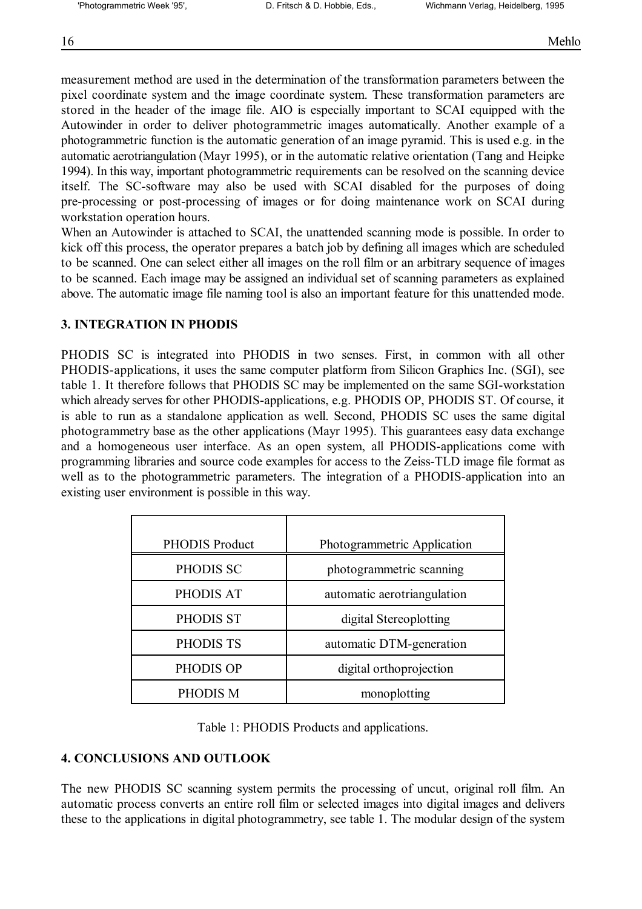measurement method are used in the determination of the transformation parameters between the pixel coordinate system and the image coordinate system. These transformation parameters are stored in the header of the image file. AIO is especially important to SCAI equipped with the Autowinder in order to deliver photogrammetric images automatically. Another example of a photogrammetric function is the automatic generation of an image pyramid. This is used e.g. in the automatic aerotriangulation (Mayr 1995), or in the automatic relative orientation (Tang and Heipke 1994). In this way, important photogrammetric requirements can be resolved on the scanning device itself. The SC-software may also be used with SCAI disabled for the purposes of doing pre-processing or post-processing of images or for doing maintenance work on SCAI during workstation operation hours.

When an Autowinder is attached to SCAI, the unattended scanning mode is possible. In order to kick off this process, the operator prepares a batch job by defining all images which are scheduled to be scanned. One can select either all images on the roll film or an arbitrary sequence of images to be scanned. Each image may be assigned an individual set of scanning parameters as explained above. The automatic image file naming tool is also an important feature for this unattended mode.

## 3. INTEGRATION IN PHODIS

PHODIS SC is integrated into PHODIS in two senses. First, in common with all other PHODIS-applications, it uses the same computer platform from Silicon Graphics Inc. (SGI), see table 1. It therefore follows that PHODIS SC may be implemented on the same SGI-workstation which already serves for other PHODIS-applications, e.g. PHODIS OP, PHODIS ST. Of course, it is able to run as a standalone application as well. Second, PHODIS SC uses the same digital photogrammetry base as the other applications (Mayr 1995). This guarantees easy data exchange and a homogeneous user interface. As an open system, all PHODIS-applications come with programming libraries and source code examples for access to the Zeiss-TLD image file format as well as to the photogrammetric parameters. The integration of a PHODIS-application into an existing user environment is possible in this way.

| PHODIS Product | Photogrammetric Application |
|---|---|
| PHODIS SC | photogrammetric scanning |
| PHODIS AT | automatic aerotriangulation |
| PHODIS ST | digital Stereoplotting |
| PHODIS TS | automatic DTM-generation |
| PHODIS OP | digital orthoprojection |
| PHODIS M | monoplotting |

Table 1: PHODIS Products and applications.

## 4. CONCLUSIONS AND OUTLOOK

The new PHODIS SC scanning system permits the processing of uncut, original roll film. An automatic process converts an entire roll film or selected images into digital images and delivers these to the applications in digital photogrammetry, see table 1. The modular design of the system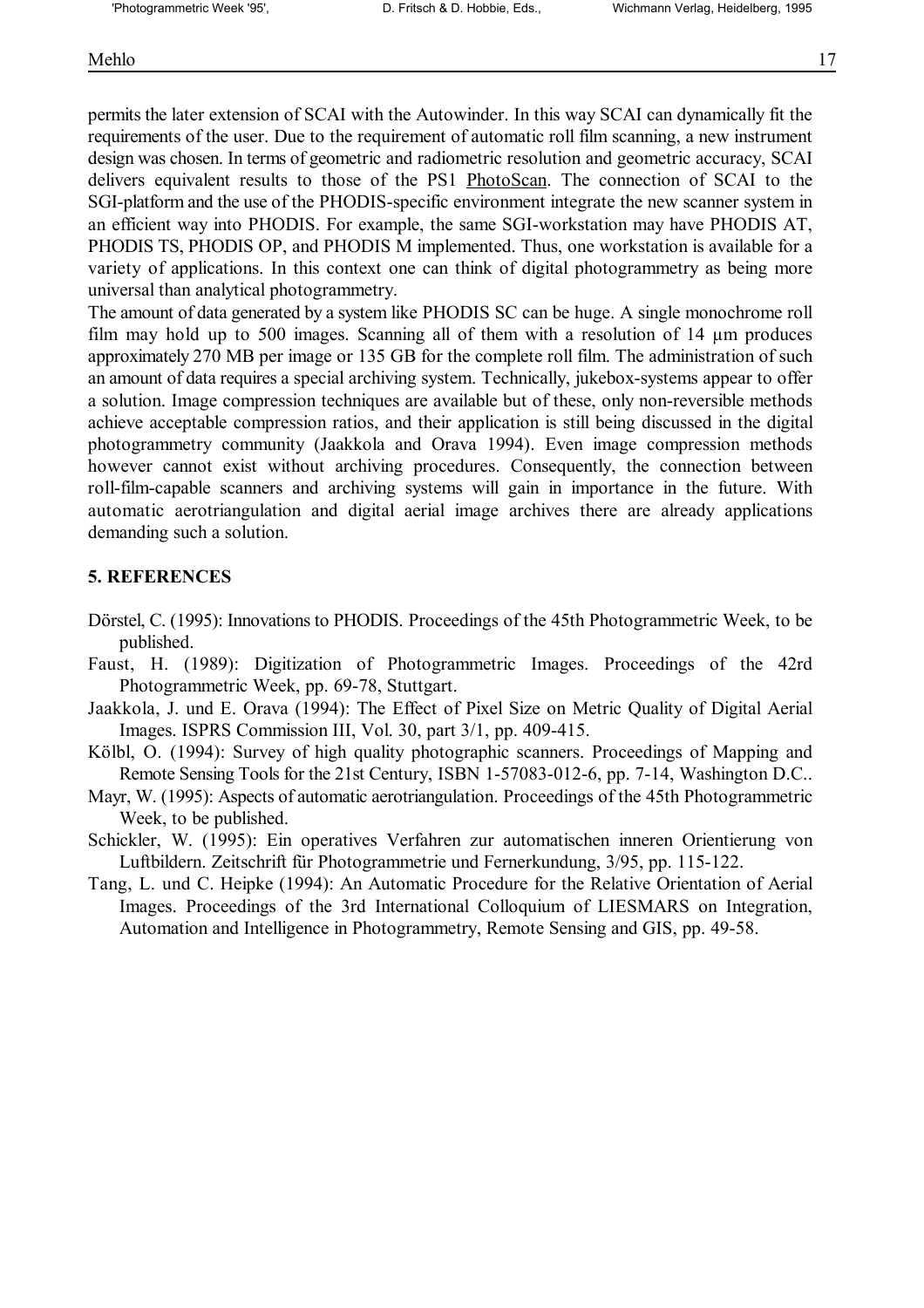permits the later extension of SCAI with the Autowinder. In this way SCAI can dynamically fit the requirements of the user. Due to the requirement of automatic roll film scanning, a new instrument design was chosen. In terms of geometric and radiometric resolution and geometric accuracy, SCAI delivers equivalent results to those of the PS1 PhotoScan. The connection of SCAI to the SGI-platform and the use of the PHODIS-specific environment integrate the new scanner system in an efficient way into PHODIS. For example, the same SGI-workstation may have PHODIS AT, PHODIS TS, PHODIS OP, and PHODIS M implemented. Thus, one workstation is available for a variety of applications. In this context one can think of digital photogrammetry as being more universal than analytical photogrammetry.

The amount of data generated by a system like PHODIS SC can be huge. A single monochrome roll film may hold up to 500 images. Scanning all of them with a resolution of 14 µm produces approximately 270 MB per image or 135 GB for the complete roll film. The administration of such an amount of data requires a special archiving system. Technically, jukebox-systems appear to offer a solution. Image compression techniques are available but of these, only non-reversible methods achieve acceptable compression ratios, and their application is still being discussed in the digital photogrammetry community (Jaakkola and Orava 1994). Even image compression methods however cannot exist without archiving procedures. Consequently, the connection between roll-film-capable scanners and archiving systems will gain in importance in the future. With automatic aerotriangulation and digital aerial image archives there are already applications demanding such a solution.

## 5. REFERENCES

Dörstel, C. (1995): Innovations to PHODIS. Proceedings of the 45th Photogrammetric Week, to be published.

Faust, H. (1989): Digitization of Photogrammetric Images. Proceedings of the 42rd Photogrammetric Week, pp. 69-78, Stuttgart.

Jaakkola, J. und E. Orava (1994): The Effect of Pixel Size on Metric Quality of Digital Aerial Images. ISPRS Commission III, Vol. 30, part 3/1, pp. 409-415.

Kölbl, O. (1994): Survey of high quality photographic scanners. Proceedings of Mapping and Remote Sensing Tools for the 21st Century, ISBN 1-57083-012-6, pp. 7-14, Washington D.C..

Mayr, W. (1995): Aspects of automatic aerotriangulation. Proceedings of the 45th Photogrammetric Week, to be published.

Schickler, W. (1995): Ein operatives Verfahren zur automatischen inneren Orientierung von Luftbildern. Zeitschrift für Photogrammetrie und Fernerkundung, 3/95, pp. 115-122.

Tang, L. und C. Heipke (1994): An Automatic Procedure for the Relative Orientation of Aerial Images. Proceedings of the 3rd International Colloquium of LIESMARS on Integration, Automation and Intelligence in Photogrammetry, Remote Sensing and GIS, pp. 49-58.